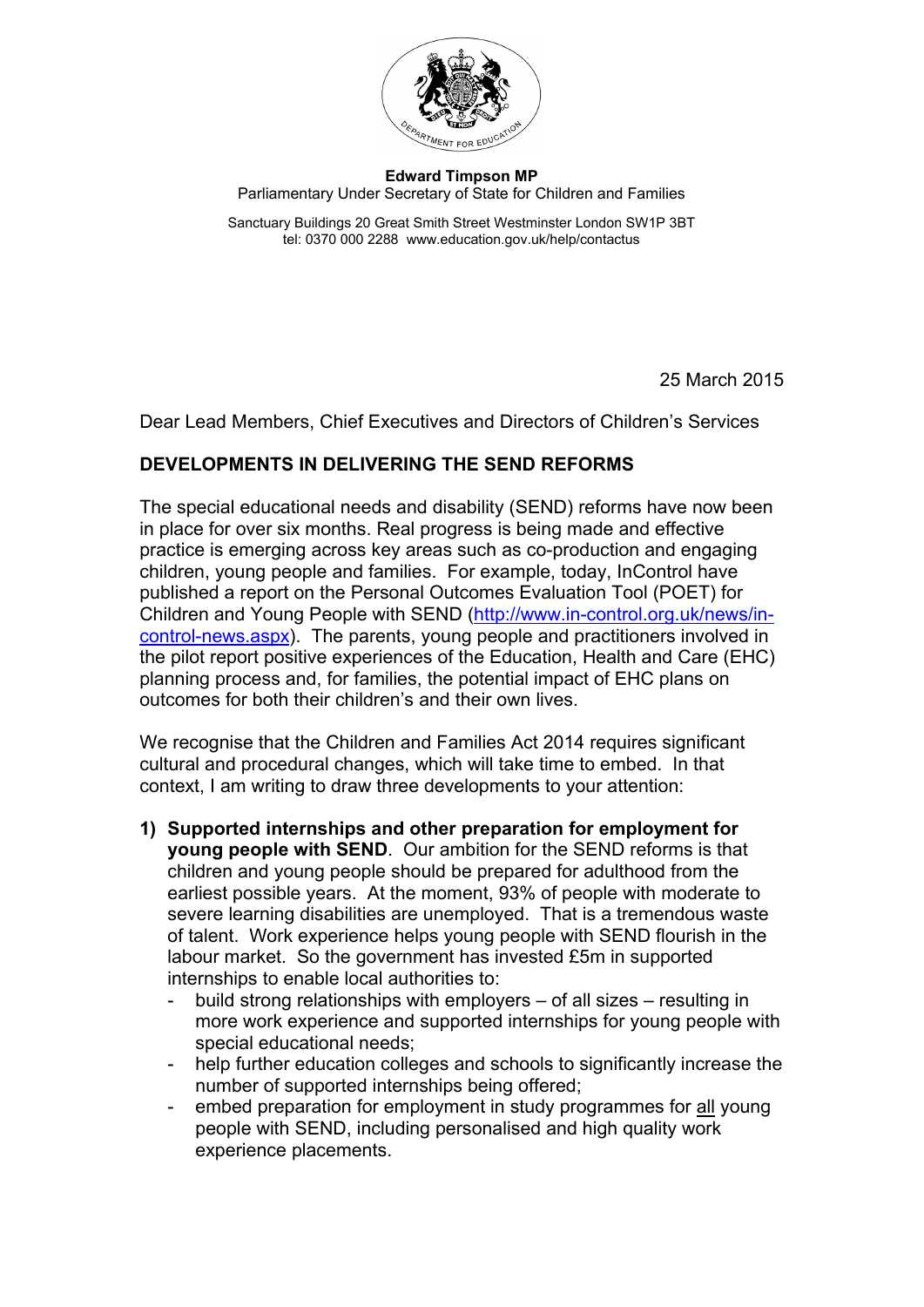**Edward Timpson MP**
Parliamentary Under Secretary of State for Children and Families

Sanctuary Buildings 20 Great Smith Street Westminster London SW1P 3BT
tel: 0370 000 2288 www.education.gov.uk/help/contactus

25 March 2015

Dear Lead Members, Chief Executives and Directors of Children's Services

**DEVELOPMENTS IN DELIVERING THE SEND REFORMS**

The special educational needs and disability (SEND) reforms have now been in place for over six months. Real progress is being made and effective practice is emerging across key areas such as co-production and engaging children, young people and families. For example, today, InControl have published a report on the Personal Outcomes Evaluation Tool (POET) for Children and Young People with SEND (http://www.in-control.org.uk/news/in-control-news.aspx). The parents, young people and practitioners involved in the pilot report positive experiences of the Education, Health and Care (EHC) planning process and, for families, the potential impact of EHC plans on outcomes for both their children's and their own lives.

We recognise that the Children and Families Act 2014 requires significant cultural and procedural changes, which will take time to embed. In that context, I am writing to draw three developments to your attention:

1) **Supported internships and other preparation for employment for young people with SEND**. Our ambition for the SEND reforms is that children and young people should be prepared for adulthood from the earliest possible years. At the moment, 93% of people with moderate to severe learning disabilities are unemployed. That is a tremendous waste of talent. Work experience helps young people with SEND flourish in the labour market. So the government has invested £5m in supported internships to enable local authorities to:
   - build strong relationships with employers – of all sizes – resulting in more work experience and supported internships for young people with special educational needs;
   - help further education colleges and schools to significantly increase the number of supported internships being offered;
   - embed preparation for employment in study programmes for <u>all</u> young people with SEND, including personalised and high quality work experience placements.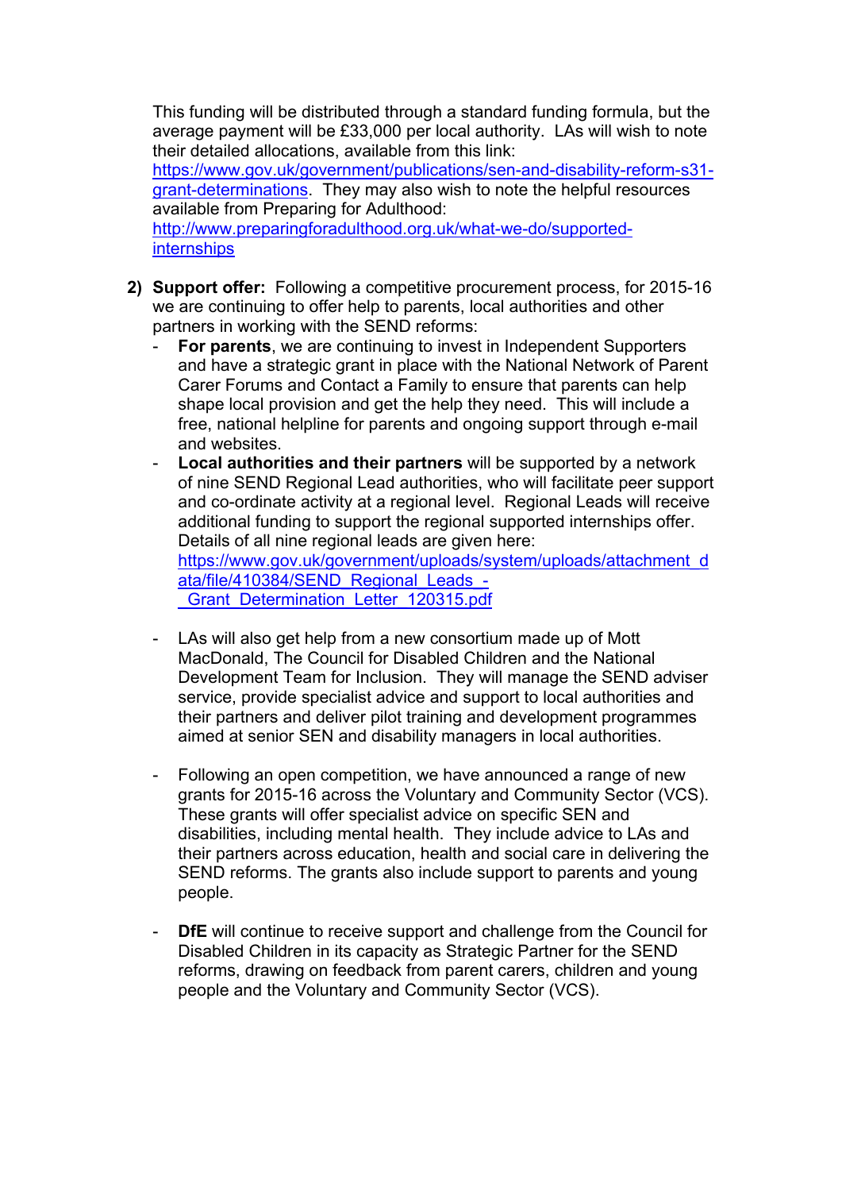This funding will be distributed through a standard funding formula, but the average payment will be £33,000 per local authority. LAs will wish to note their detailed allocations, available from this link: https://www.gov.uk/government/publications/sen-and-disability-reform-s31-grant-determinations. They may also wish to note the helpful resources available from Preparing for Adulthood: http://www.preparingforadulthood.org.uk/what-we-do/supported-internships

2) **Support offer:** Following a competitive procurement process, for 2015-16 we are continuing to offer help to parents, local authorities and other partners in working with the SEND reforms:
   - **For parents**, we are continuing to invest in Independent Supporters and have a strategic grant in place with the National Network of Parent Carer Forums and Contact a Family to ensure that parents can help shape local provision and get the help they need. This will include a free, national helpline for parents and ongoing support through e-mail and websites.
   - **Local authorities and their partners** will be supported by a network of nine SEND Regional Lead authorities, who will facilitate peer support and co-ordinate activity at a regional level. Regional Leads will receive additional funding to support the regional supported internships offer. Details of all nine regional leads are given here: https://www.gov.uk/government/uploads/system/uploads/attachment_data/file/410384/SEND_Regional_Leads_-_Grant_Determination_Letter_120315.pdf

   - LAs will also get help from a new consortium made up of Mott MacDonald, The Council for Disabled Children and the National Development Team for Inclusion. They will manage the SEND adviser service, provide specialist advice and support to local authorities and their partners and deliver pilot training and development programmes aimed at senior SEN and disability managers in local authorities.

   - Following an open competition, we have announced a range of new grants for 2015-16 across the Voluntary and Community Sector (VCS). These grants will offer specialist advice on specific SEN and disabilities, including mental health. They include advice to LAs and their partners across education, health and social care in delivering the SEND reforms. The grants also include support to parents and young people.

   - **DfE** will continue to receive support and challenge from the Council for Disabled Children in its capacity as Strategic Partner for the SEND reforms, drawing on feedback from parent carers, children and young people and the Voluntary and Community Sector (VCS).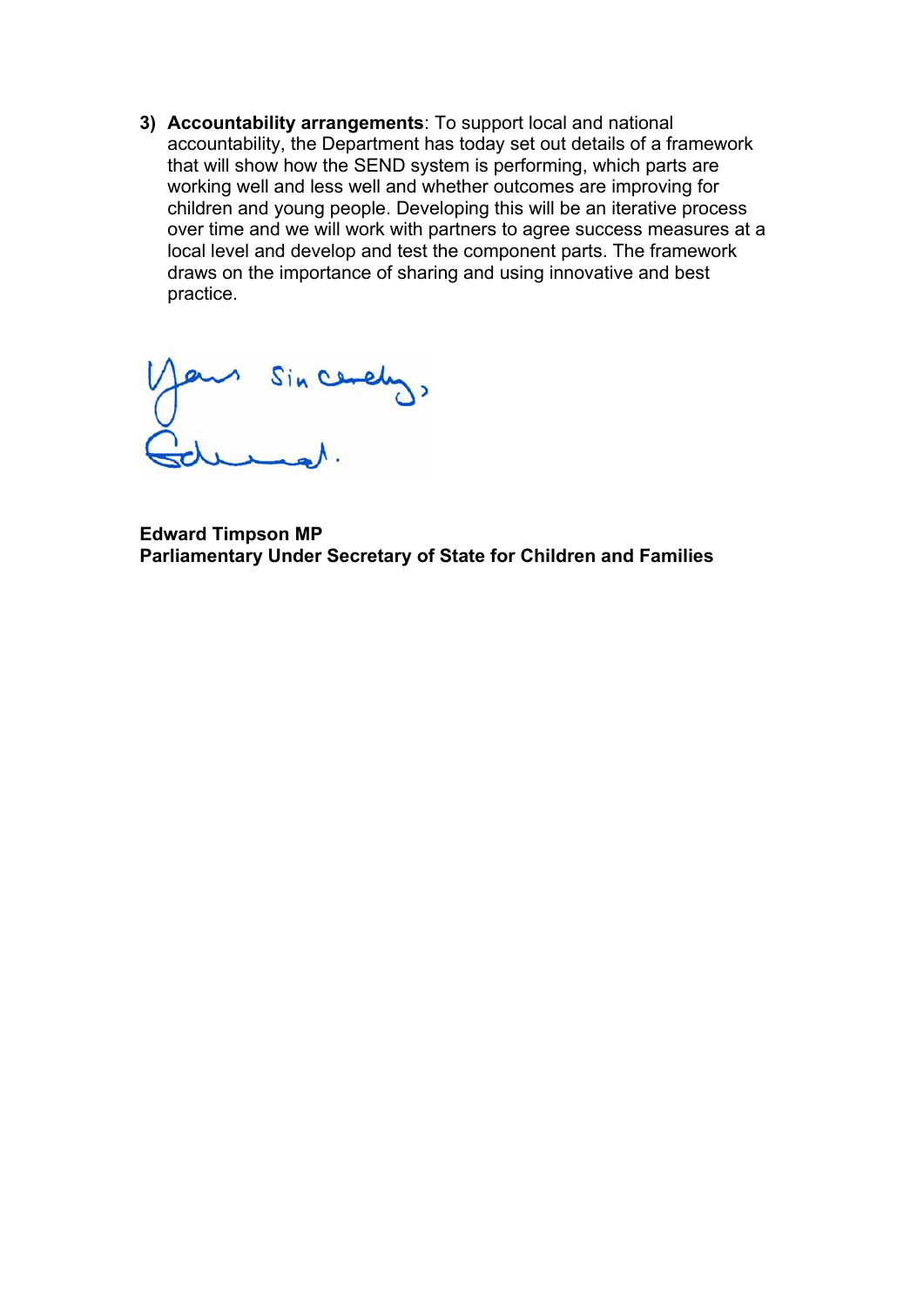3) **Accountability arrangements**: To support local and national accountability, the Department has today set out details of a framework that will show how the SEND system is performing, which parts are working well and less well and whether outcomes are improving for children and young people. Developing this will be an iterative process over time and we will work with partners to agree success measures at a local level and develop and test the component parts. The framework draws on the importance of sharing and using innovative and best practice.

Yours Sincerely,
Edward.

**Edward Timpson MP**
**Parliamentary Under Secretary of State for Children and Families**